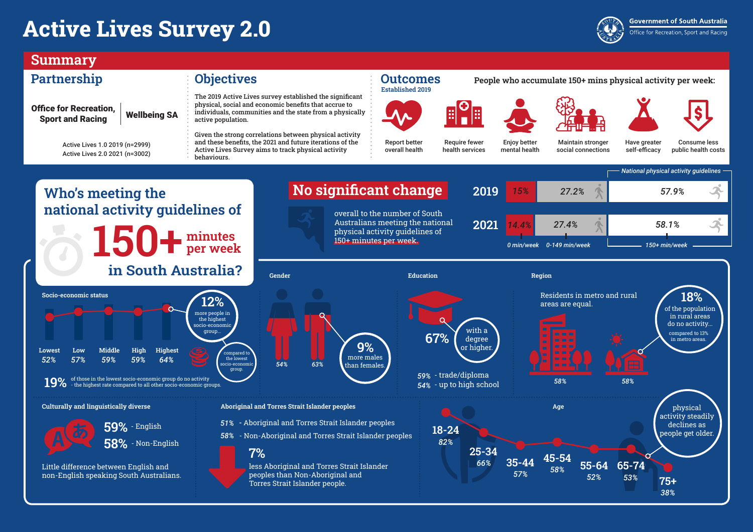# Active Lives Survey 2.0

Government of South Australia
Office for Recreation, Sport and Racing

## Summary

### Partnership

**Office for Recreation, Sport and Racing** | **Wellbeing SA**

Active Lives 1.0 2019 (n=2999)
Active Lives 2.0 2021 (n=3002)

### Objectives

The 2019 Active Lives survey established the significant physical, social and economic benefits that accrue to individuals, communities and the state from a physically active population.

Given the strong correlations between physical activity and these benefits, the 2021 and future iterations of the Active Lives Survey aims to track physical activity behaviours.

### Outcomes

Established 2019

**People who accumulate 150+ mins physical activity per week:**

- Report better overall health
- Require fewer health services
- Enjoy better mental health
- Maintain stronger social connections
- Have greater self-efficacy
- Consume less public health costs

## Who's meeting the national activity guidelines of 150+ minutes per week in South Australia?

## No significant change

overall to the number of South Australians meeting the national physical activity guidelines of 150+ minutes per week.

| Year | 0 min/week | 0-149 min/week | 150+ min/week (National physical activity guidelines) |
| --- | --- | --- | --- |
| 2019 | 15% | 27.2% | 57.9% |
| 2021 | 14.4% | 27.4% | 58.1% |

### Socio-economic status

| Lowest | Low | Middle | High | Highest |
| --- | --- | --- | --- | --- |
| 52% | 57% | 59% | 59% | 64% |

**12%** more people in the highest socio-economic group... compared to the lowest socio-economic group.

**19%** of those in the lowest socio-economic group do no activity - the highest rate compared to all other socio-economic groups.

### Gender

Females 54% | Males 63%

**9%** more males than females.

### Education

**67%** with a degree or higher.

59% - trade/diploma
54% - up to high school

### Region

Residents in metro and rural areas are equal.

Metro 58% | Rural 58%

**18%** of the population in rural areas do no activity... compared to 13% in metro areas.

### Culturally and linguistically diverse

**59%** - English
**58%** - Non-English

Little difference between English and non-English speaking South Australians.

### Aboriginal and Torres Strait Islander peoples

51% - Aboriginal and Torres Strait Islander peoples
58% - Non-Aboriginal and Torres Strait Islander peoples

**7%** less Aboriginal and Torres Strait Islander peoples than Non-Aboriginal and Torres Strait Islander people.

### Age

| 18-24 | 25-34 | 35-44 | 45-54 | 55-64 | 65-74 | 75+ |
| --- | --- | --- | --- | --- | --- | --- |
| 82% | 66% | 57% | 58% | 52% | 53% | 38% |

physical activity steadily declines as people get older.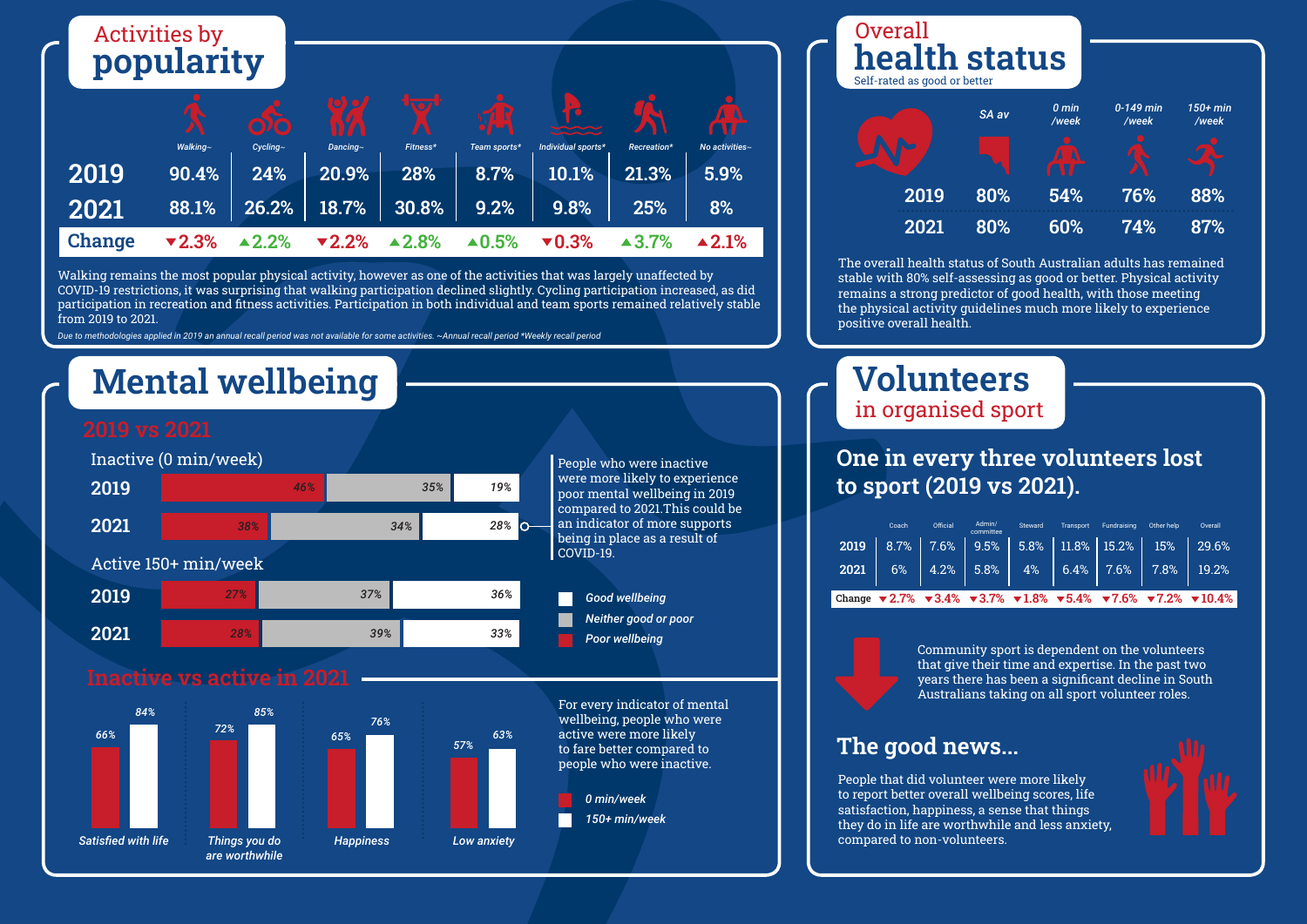# Activities by popularity

| | Walking~ | Cycling~ | Dancing~ | Fitness* | Team sports* | Individual sports* | Recreation* | No activities~ |
|---|---|---|---|---|---|---|---|---|
| 2019 | 90.4% | 24% | 20.9% | 28% | 8.7% | 10.1% | 21.3% | 5.9% |
| 2021 | 88.1% | 26.2% | 18.7% | 30.8% | 9.2% | 9.8% | 25% | 8% |
| Change | ▼2.3% | ▲2.2% | ▼2.2% | ▲2.8% | ▲0.5% | ▼0.3% | ▲3.7% | ▲2.1% |

Walking remains the most popular physical activity, however as one of the activities that was largely unaffected by COVID-19 restrictions, it was surprising that walking participation declined slightly. Cycling participation increased, as did participation in recreation and fitness activities. Participation in both individual and team sports remained relatively stable from 2019 to 2021.

*Due to methodologies applied in 2019 an annual recall period was not available for some activities. ~Annual recall period *Weekly recall period*

# Overall health status

Self-rated as good or better

| | SA av | 0 min /week | 0-149 min /week | 150+ min /week |
|---|---|---|---|---|
| 2019 | 80% | 54% | 76% | 88% |
| 2021 | 80% | 60% | 74% | 87% |

The overall health status of South Australian adults has remained stable with 80% self-assessing as good or better. Physical activity remains a strong predictor of good health, with those meeting the physical activity guidelines much more likely to experience positive overall health.

# Mental wellbeing

## 2019 vs 2021

Inactive (0 min/week)

2019: 46% 35% 19%

2021: 38% 34% 28%

Active 150+ min/week

2019: 27% 37% 36%

2021: 28% 39% 33%

Good wellbeing

Neither good or poor

Poor wellbeing

People who were inactive were more likely to experience poor mental wellbeing in 2019 compared to 2021.This could be an indicator of more supports being in place as a result of COVID-19.

## Inactive vs active in 2021

Satisfied with life: 66% 84%

Things you do are worthwhile: 72% 85%

Happiness: 65% 76%

Low anxiety: 57% 63%

0 min/week

150+ min/week

For every indicator of mental wellbeing, people who were active were more likely to fare better compared to people who were inactive.

# Volunteers in organised sport

## One in every three volunteers lost to sport (2019 vs 2021).

| | Coach | Official | Admin/ committee | Steward | Transport | Fundraising | Other help | Overall |
|---|---|---|---|---|---|---|---|---|
| 2019 | 8.7% | 7.6% | 9.5% | 5.8% | 11.8% | 15.2% | 15% | 29.6% |
| 2021 | 6% | 4.2% | 5.8% | 4% | 6.4% | 7.6% | 7.8% | 19.2% |
| Change | ▼2.7% | ▼3.4% | ▼3.7% | ▼1.8% | ▼5.4% | ▼7.6% | ▼7.2% | ▼10.4% |

Community sport is dependent on the volunteers that give their time and expertise. In the past two years there has been a significant decline in South Australians taking on all sport volunteer roles.

## The good news...

People that did volunteer were more likely to report better overall wellbeing scores, life satisfaction, happiness, a sense that things they do in life are worthwhile and less anxiety, compared to non-volunteers.